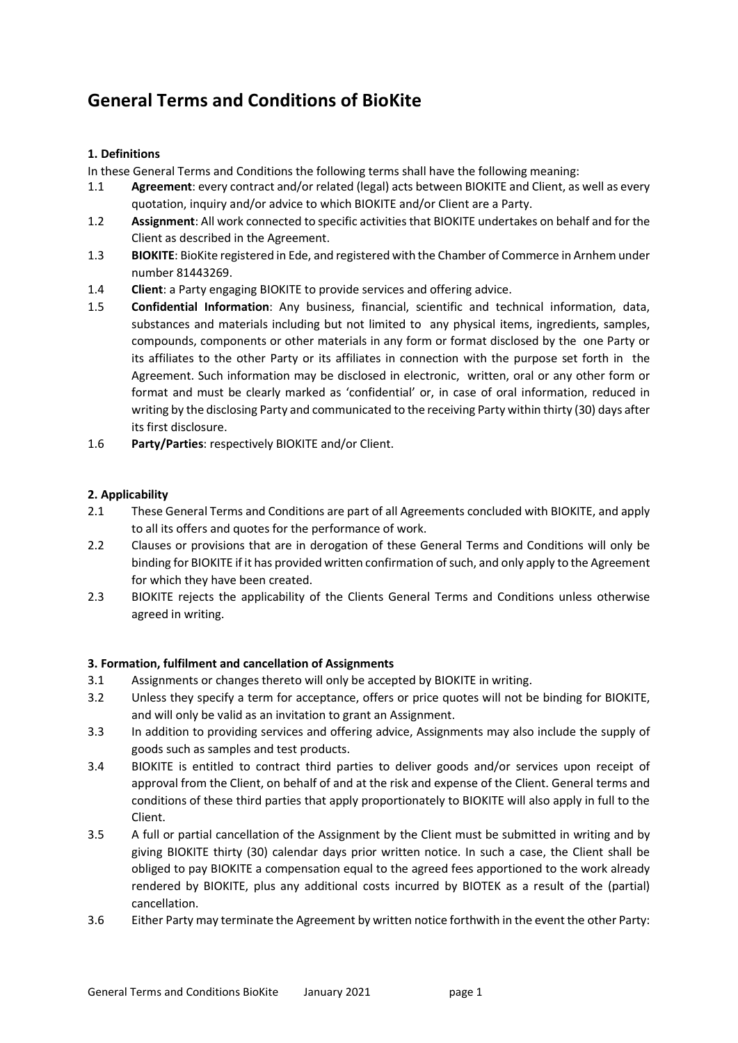# General Terms and Conditions of BioKite

**1. Definitions**

In these General Terms and Conditions the following terms shall have the following meaning:

1.1 **Agreement**: every contract and/or related (legal) acts between BIOKITE and Client, as well as every quotation, inquiry and/or advice to which BIOKITE and/or Client are a Party.

1.2 **Assignment**: All work connected to specific activities that BIOKITE undertakes on behalf and for the Client as described in the Agreement.

1.3 **BIOKITE**: BioKite registered in Ede, and registered with the Chamber of Commerce in Arnhem under number 81443269.

1.4 **Client**: a Party engaging BIOKITE to provide services and offering advice.

1.5 **Confidential Information**: Any business, financial, scientific and technical information, data, substances and materials including but not limited to any physical items, ingredients, samples, compounds, components or other materials in any form or format disclosed by the one Party or its affiliates to the other Party or its affiliates in connection with the purpose set forth in the Agreement. Such information may be disclosed in electronic, written, oral or any other form or format and must be clearly marked as 'confidential' or, in case of oral information, reduced in writing by the disclosing Party and communicated to the receiving Party within thirty (30) days after its first disclosure.

1.6 **Party/Parties**: respectively BIOKITE and/or Client.

**2. Applicability**

2.1 These General Terms and Conditions are part of all Agreements concluded with BIOKITE, and apply to all its offers and quotes for the performance of work.

2.2 Clauses or provisions that are in derogation of these General Terms and Conditions will only be binding for BIOKITE if it has provided written confirmation of such, and only apply to the Agreement for which they have been created.

2.3 BIOKITE rejects the applicability of the Clients General Terms and Conditions unless otherwise agreed in writing.

**3. Formation, fulfilment and cancellation of Assignments**

3.1 Assignments or changes thereto will only be accepted by BIOKITE in writing.

3.2 Unless they specify a term for acceptance, offers or price quotes will not be binding for BIOKITE, and will only be valid as an invitation to grant an Assignment.

3.3 In addition to providing services and offering advice, Assignments may also include the supply of goods such as samples and test products.

3.4 BIOKITE is entitled to contract third parties to deliver goods and/or services upon receipt of approval from the Client, on behalf of and at the risk and expense of the Client. General terms and conditions of these third parties that apply proportionately to BIOKITE will also apply in full to the Client.

3.5 A full or partial cancellation of the Assignment by the Client must be submitted in writing and by giving BIOKITE thirty (30) calendar days prior written notice. In such a case, the Client shall be obliged to pay BIOKITE a compensation equal to the agreed fees apportioned to the work already rendered by BIOKITE, plus any additional costs incurred by BIOTEK as a result of the (partial) cancellation.

3.6 Either Party may terminate the Agreement by written notice forthwith in the event the other Party: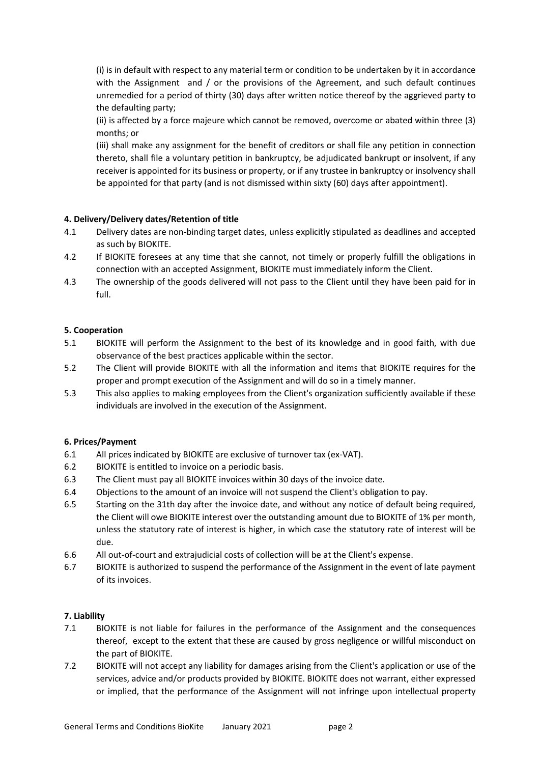(i) is in default with respect to any material term or condition to be undertaken by it in accordance with the Assignment and / or the provisions of the Agreement, and such default continues unremedied for a period of thirty (30) days after written notice thereof by the aggrieved party to the defaulting party;

(ii) is affected by a force majeure which cannot be removed, overcome or abated within three (3) months; or

(iii) shall make any assignment for the benefit of creditors or shall file any petition in connection thereto, shall file a voluntary petition in bankruptcy, be adjudicated bankrupt or insolvent, if any receiver is appointed for its business or property, or if any trustee in bankruptcy or insolvency shall be appointed for that party (and is not dismissed within sixty (60) days after appointment).

**4. Delivery/Delivery dates/Retention of title**

4.1 Delivery dates are non-binding target dates, unless explicitly stipulated as deadlines and accepted as such by BIOKITE.

4.2 If BIOKITE foresees at any time that she cannot, not timely or properly fulfill the obligations in connection with an accepted Assignment, BIOKITE must immediately inform the Client.

4.3 The ownership of the goods delivered will not pass to the Client until they have been paid for in full.

**5. Cooperation**

5.1 BIOKITE will perform the Assignment to the best of its knowledge and in good faith, with due observance of the best practices applicable within the sector.

5.2 The Client will provide BIOKITE with all the information and items that BIOKITE requires for the proper and prompt execution of the Assignment and will do so in a timely manner.

5.3 This also applies to making employees from the Client's organization sufficiently available if these individuals are involved in the execution of the Assignment.

**6. Prices/Payment**

6.1 All prices indicated by BIOKITE are exclusive of turnover tax (ex-VAT).

6.2 BIOKITE is entitled to invoice on a periodic basis.

6.3 The Client must pay all BIOKITE invoices within 30 days of the invoice date.

6.4 Objections to the amount of an invoice will not suspend the Client's obligation to pay.

6.5 Starting on the 31th day after the invoice date, and without any notice of default being required, the Client will owe BIOKITE interest over the outstanding amount due to BIOKITE of 1% per month, unless the statutory rate of interest is higher, in which case the statutory rate of interest will be due.

6.6 All out-of-court and extrajudicial costs of collection will be at the Client's expense.

6.7 BIOKITE is authorized to suspend the performance of the Assignment in the event of late payment of its invoices.

**7. Liability**

7.1 BIOKITE is not liable for failures in the performance of the Assignment and the consequences thereof, except to the extent that these are caused by gross negligence or willful misconduct on the part of BIOKITE.

7.2 BIOKITE will not accept any liability for damages arising from the Client's application or use of the services, advice and/or products provided by BIOKITE. BIOKITE does not warrant, either expressed or implied, that the performance of the Assignment will not infringe upon intellectual property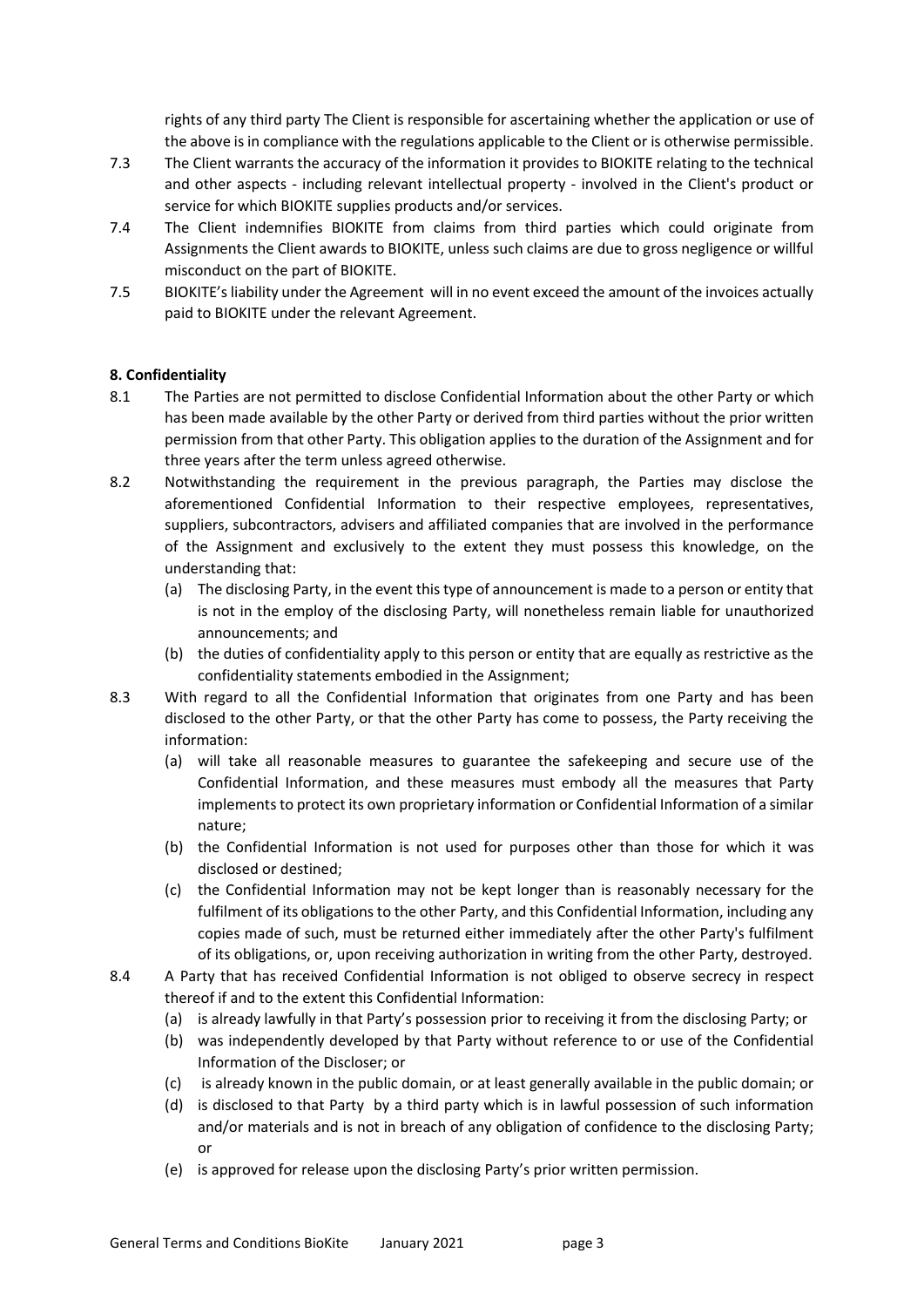rights of any third party The Client is responsible for ascertaining whether the application or use of the above is in compliance with the regulations applicable to the Client or is otherwise permissible.

7.3 The Client warrants the accuracy of the information it provides to BIOKITE relating to the technical and other aspects - including relevant intellectual property - involved in the Client's product or service for which BIOKITE supplies products and/or services.

7.4 The Client indemnifies BIOKITE from claims from third parties which could originate from Assignments the Client awards to BIOKITE, unless such claims are due to gross negligence or willful misconduct on the part of BIOKITE.

7.5 BIOKITE's liability under the Agreement will in no event exceed the amount of the invoices actually paid to BIOKITE under the relevant Agreement.

**8. Confidentiality**

8.1 The Parties are not permitted to disclose Confidential Information about the other Party or which has been made available by the other Party or derived from third parties without the prior written permission from that other Party. This obligation applies to the duration of the Assignment and for three years after the term unless agreed otherwise.

8.2 Notwithstanding the requirement in the previous paragraph, the Parties may disclose the aforementioned Confidential Information to their respective employees, representatives, suppliers, subcontractors, advisers and affiliated companies that are involved in the performance of the Assignment and exclusively to the extent they must possess this knowledge, on the understanding that:

(a) The disclosing Party, in the event this type of announcement is made to a person or entity that is not in the employ of the disclosing Party, will nonetheless remain liable for unauthorized announcements; and

(b) the duties of confidentiality apply to this person or entity that are equally as restrictive as the confidentiality statements embodied in the Assignment;

8.3 With regard to all the Confidential Information that originates from one Party and has been disclosed to the other Party, or that the other Party has come to possess, the Party receiving the information:

(a) will take all reasonable measures to guarantee the safekeeping and secure use of the Confidential Information, and these measures must embody all the measures that Party implements to protect its own proprietary information or Confidential Information of a similar nature;

(b) the Confidential Information is not used for purposes other than those for which it was disclosed or destined;

(c) the Confidential Information may not be kept longer than is reasonably necessary for the fulfilment of its obligations to the other Party, and this Confidential Information, including any copies made of such, must be returned either immediately after the other Party's fulfilment of its obligations, or, upon receiving authorization in writing from the other Party, destroyed.

8.4 A Party that has received Confidential Information is not obliged to observe secrecy in respect thereof if and to the extent this Confidential Information:

(a) is already lawfully in that Party's possession prior to receiving it from the disclosing Party; or

(b) was independently developed by that Party without reference to or use of the Confidential Information of the Discloser; or

(c) is already known in the public domain, or at least generally available in the public domain; or

(d) is disclosed to that Party by a third party which is in lawful possession of such information and/or materials and is not in breach of any obligation of confidence to the disclosing Party; or

(e) is approved for release upon the disclosing Party's prior written permission.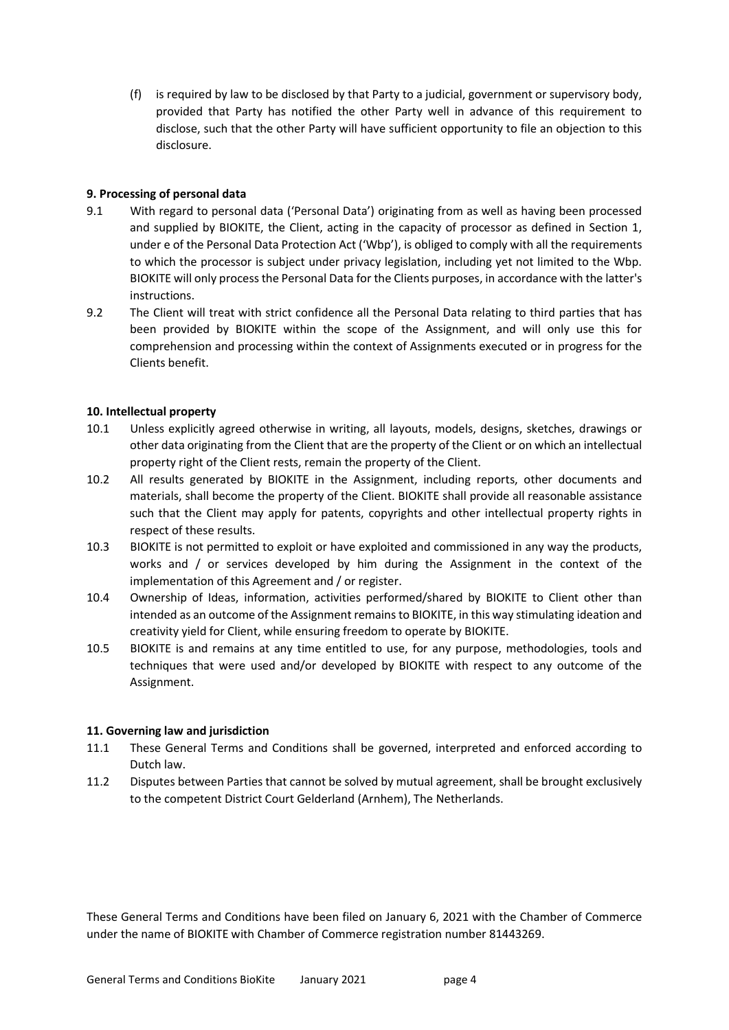(f) is required by law to be disclosed by that Party to a judicial, government or supervisory body, provided that Party has notified the other Party well in advance of this requirement to disclose, such that the other Party will have sufficient opportunity to file an objection to this disclosure.

**9. Processing of personal data**

9.1 With regard to personal data ('Personal Data') originating from as well as having been processed and supplied by BIOKITE, the Client, acting in the capacity of processor as defined in Section 1, under e of the Personal Data Protection Act ('Wbp'), is obliged to comply with all the requirements to which the processor is subject under privacy legislation, including yet not limited to the Wbp. BIOKITE will only process the Personal Data for the Clients purposes, in accordance with the latter's instructions.

9.2 The Client will treat with strict confidence all the Personal Data relating to third parties that has been provided by BIOKITE within the scope of the Assignment, and will only use this for comprehension and processing within the context of Assignments executed or in progress for the Clients benefit.

**10. Intellectual property**

10.1 Unless explicitly agreed otherwise in writing, all layouts, models, designs, sketches, drawings or other data originating from the Client that are the property of the Client or on which an intellectual property right of the Client rests, remain the property of the Client.

10.2 All results generated by BIOKITE in the Assignment, including reports, other documents and materials, shall become the property of the Client. BIOKITE shall provide all reasonable assistance such that the Client may apply for patents, copyrights and other intellectual property rights in respect of these results.

10.3 BIOKITE is not permitted to exploit or have exploited and commissioned in any way the products, works and / or services developed by him during the Assignment in the context of the implementation of this Agreement and / or register.

10.4 Ownership of Ideas, information, activities performed/shared by BIOKITE to Client other than intended as an outcome of the Assignment remains to BIOKITE, in this way stimulating ideation and creativity yield for Client, while ensuring freedom to operate by BIOKITE.

10.5 BIOKITE is and remains at any time entitled to use, for any purpose, methodologies, tools and techniques that were used and/or developed by BIOKITE with respect to any outcome of the Assignment.

**11. Governing law and jurisdiction**

11.1 These General Terms and Conditions shall be governed, interpreted and enforced according to Dutch law.

11.2 Disputes between Parties that cannot be solved by mutual agreement, shall be brought exclusively to the competent District Court Gelderland (Arnhem), The Netherlands.

These General Terms and Conditions have been filed on January 6, 2021 with the Chamber of Commerce under the name of BIOKITE with Chamber of Commerce registration number 81443269.